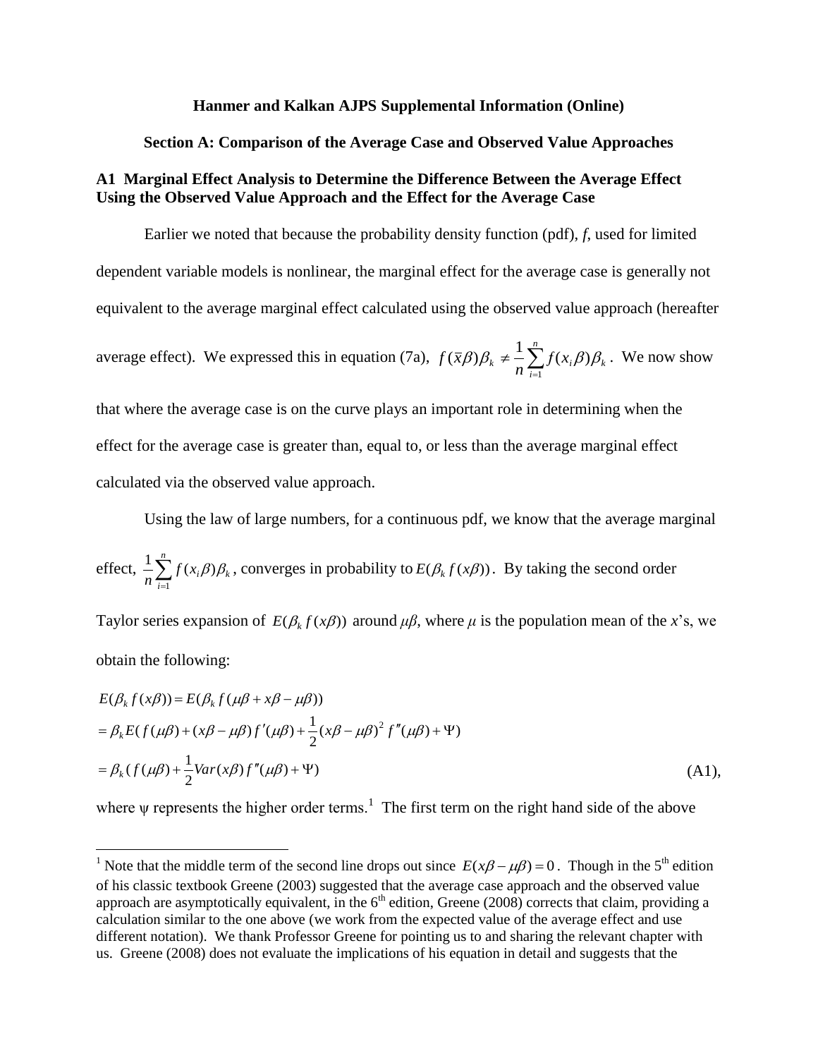**Hanmer and Kalkan AJPS Supplemental Information (Online)**

**Section A: Comparison of the Average Case and Observed Value Approaches**

### A1 Marginal Effect Analysis to Determine the Difference Between the Average Effect Using the Observed Value Approach and the Effect for the Average Case

Earlier we noted that because the probability density function (pdf), *f*, used for limited dependent variable models is nonlinear, the marginal effect for the average case is generally not equivalent to the average marginal effect calculated using the observed value approach (hereafter average effect). We expressed this in equation (7a), $f(\bar{x}\beta)\beta_k \neq \frac{1}{n}\sum_{i=1}^{n} f(x_i\beta)\beta_k$. We now show that where the average case is on the curve plays an important role in determining when the effect for the average case is greater than, equal to, or less than the average marginal effect calculated via the observed value approach.

Using the law of large numbers, for a continuous pdf, we know that the average marginal effect, $\frac{1}{n}\sum_{i=1}^{n} f(x_i\beta)\beta_k$, converges in probability to $E(\beta_k f(x\beta))$. By taking the second order Taylor series expansion of $E(\beta_k f(x\beta))$ around $\mu\beta$, where $\mu$ is the population mean of the *x*'s, we obtain the following:

$$
\begin{aligned}
E(\beta_k f(x\beta)) &= E(\beta_k f(\mu\beta + x\beta - \mu\beta)) \\
&= \beta_k E(f(\mu\beta) + (x\beta - \mu\beta) f'(\mu\beta) + \frac{1}{2}(x\beta - \mu\beta)^2 f''(\mu\beta) + \Psi) \\
&= \beta_k (f(\mu\beta) + \frac{1}{2} Var(x\beta) f''(\mu\beta) + \Psi) \qquad \text{(A1)},
\end{aligned}
$$

where $\psi$ represents the higher order terms.[1] The first term on the right hand side of the above

[1] Note that the middle term of the second line drops out since $E(x\beta - \mu\beta) = 0$. Though in the 5th edition of his classic textbook Greene (2003) suggested that the average case approach and the observed value approach are asymptotically equivalent, in the 6th edition, Greene (2008) corrects that claim, providing a calculation similar to the one above (we work from the expected value of the average effect and use different notation). We thank Professor Greene for pointing us to and sharing the relevant chapter with us. Greene (2008) does not evaluate the implications of his equation in detail and suggests that the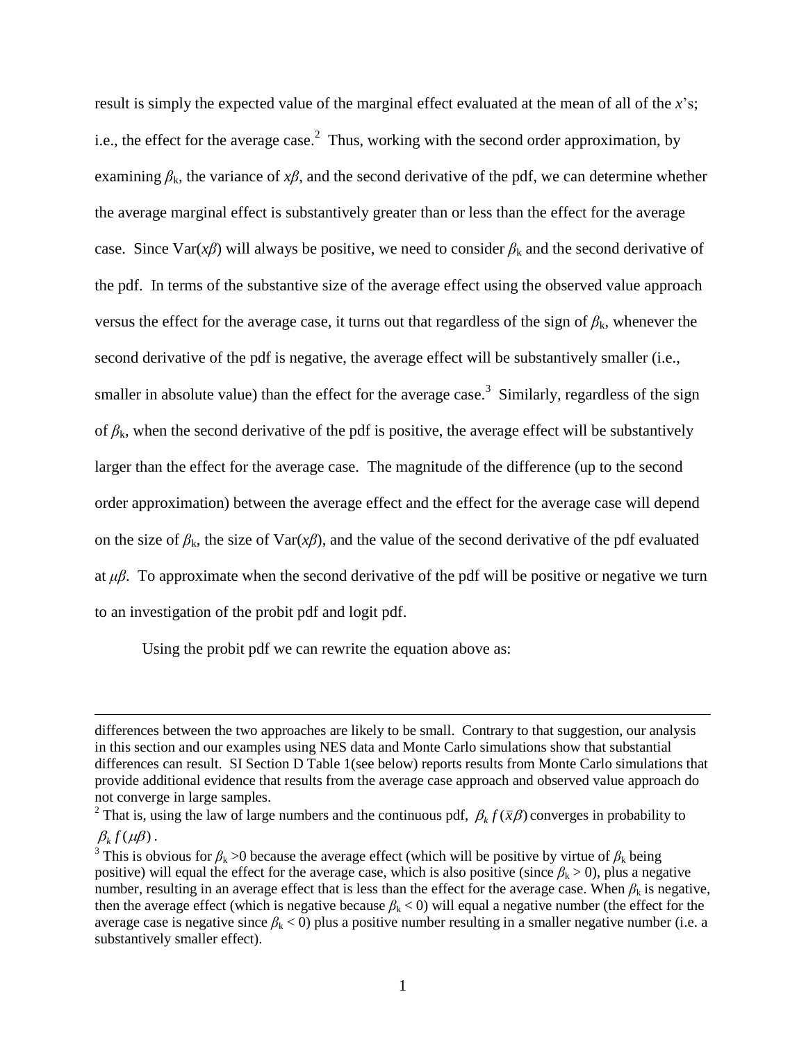result is simply the expected value of the marginal effect evaluated at the mean of all of the $x$'s; i.e., the effect for the average case.[2] Thus, working with the second order approximation, by examining $\beta_k$, the variance of $x\beta$, and the second derivative of the pdf, we can determine whether the average marginal effect is substantively greater than or less than the effect for the average case. Since $\text{Var}(x\beta)$ will always be positive, we need to consider $\beta_k$ and the second derivative of the pdf. In terms of the substantive size of the average effect using the observed value approach versus the effect for the average case, it turns out that regardless of the sign of $\beta_k$, whenever the second derivative of the pdf is negative, the average effect will be substantively smaller (i.e., smaller in absolute value) than the effect for the average case.[3] Similarly, regardless of the sign of $\beta_k$, when the second derivative of the pdf is positive, the average effect will be substantively larger than the effect for the average case. The magnitude of the difference (up to the second order approximation) between the average effect and the effect for the average case will depend on the size of $\beta_k$, the size of $\text{Var}(x\beta)$, and the value of the second derivative of the pdf evaluated at $\mu\beta$. To approximate when the second derivative of the pdf will be positive or negative we turn to an investigation of the probit pdf and logit pdf.

Using the probit pdf we can rewrite the equation above as:

---

differences between the two approaches are likely to be small. Contrary to that suggestion, our analysis in this section and our examples using NES data and Monte Carlo simulations show that substantial differences can result. SI Section D Table 1(see below) reports results from Monte Carlo simulations that provide additional evidence that results from the average case approach and observed value approach do not converge in large samples.

[2] That is, using the law of large numbers and the continuous pdf, $\beta_k f(\bar{x}\beta)$ converges in probability to $\beta_k f(\mu\beta)$.

[3] This is obvious for $\beta_k > 0$ because the average effect (which will be positive by virtue of $\beta_k$ being positive) will equal the effect for the average case, which is also positive (since $\beta_k > 0$), plus a negative number, resulting in an average effect that is less than the effect for the average case. When $\beta_k$ is negative, then the average effect (which is negative because $\beta_k < 0$) will equal a negative number (the effect for the average case is negative since $\beta_k < 0$) plus a positive number resulting in a smaller negative number (i.e. a substantively smaller effect).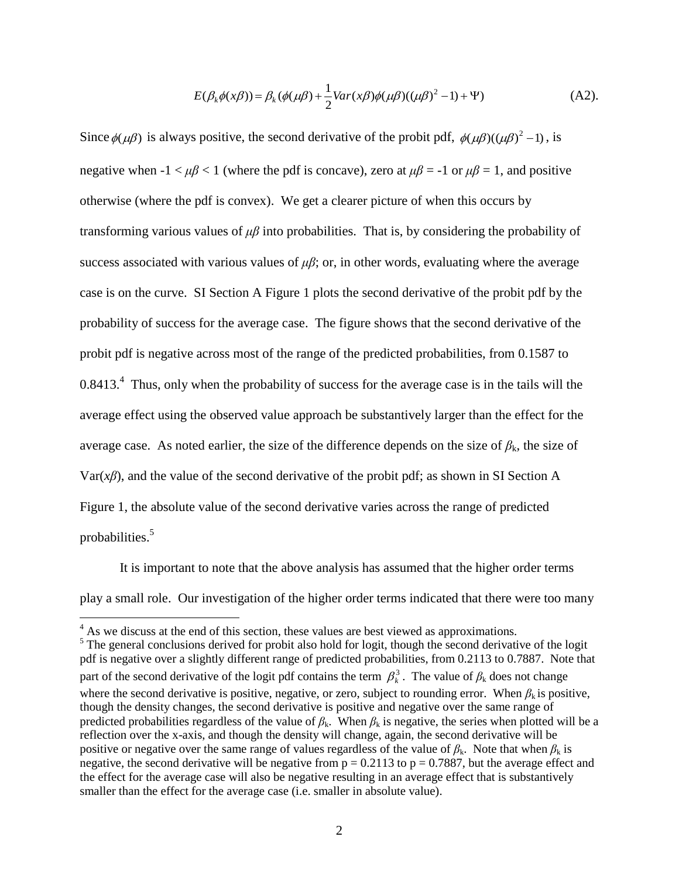$$E(\beta_k \phi(x\beta)) = \beta_k(\phi(\mu\beta) + \frac{1}{2}Var(x\beta)\phi(\mu\beta)((\mu\beta)^2 - 1) + \Psi) \qquad \text{(A2).}$$

Since $\phi(\mu\beta)$ is always positive, the second derivative of the probit pdf, $\phi(\mu\beta)((\mu\beta)^2 - 1)$, is negative when -1 < $\mu\beta$ < 1 (where the pdf is concave), zero at $\mu\beta$ = -1 or $\mu\beta$ = 1, and positive otherwise (where the pdf is convex). We get a clearer picture of when this occurs by transforming various values of $\mu\beta$ into probabilities. That is, by considering the probability of success associated with various values of $\mu\beta$; or, in other words, evaluating where the average case is on the curve. SI Section A Figure 1 plots the second derivative of the probit pdf by the probability of success for the average case. The figure shows that the second derivative of the probit pdf is negative across most of the range of the predicted probabilities, from 0.1587 to 0.8413.[4] Thus, only when the probability of success for the average case is in the tails will the average effect using the observed value approach be substantively larger than the effect for the average case. As noted earlier, the size of the difference depends on the size of $\beta_k$, the size of Var($x\beta$), and the value of the second derivative of the probit pdf; as shown in SI Section A Figure 1, the absolute value of the second derivative varies across the range of predicted probabilities.[5]

It is important to note that the above analysis has assumed that the higher order terms play a small role. Our investigation of the higher order terms indicated that there were too many

---

[4] As we discuss at the end of this section, these values are best viewed as approximations.

[5] The general conclusions derived for probit also hold for logit, though the second derivative of the logit pdf is negative over a slightly different range of predicted probabilities, from 0.2113 to 0.7887. Note that part of the second derivative of the logit pdf contains the term $\beta_k^3$. The value of $\beta_k$ does not change where the second derivative is positive, negative, or zero, subject to rounding error. When $\beta_k$ is positive, though the density changes, the second derivative is positive and negative over the same range of predicted probabilities regardless of the value of $\beta_k$. When $\beta_k$ is negative, the series when plotted will be a reflection over the x-axis, and though the density will change, again, the second derivative will be positive or negative over the same range of values regardless of the value of $\beta_k$. Note that when $\beta_k$ is negative, the second derivative will be negative from p = 0.2113 to p = 0.7887, but the average effect and the effect for the average case will also be negative resulting in an average effect that is substantively smaller than the effect for the average case (i.e. smaller in absolute value).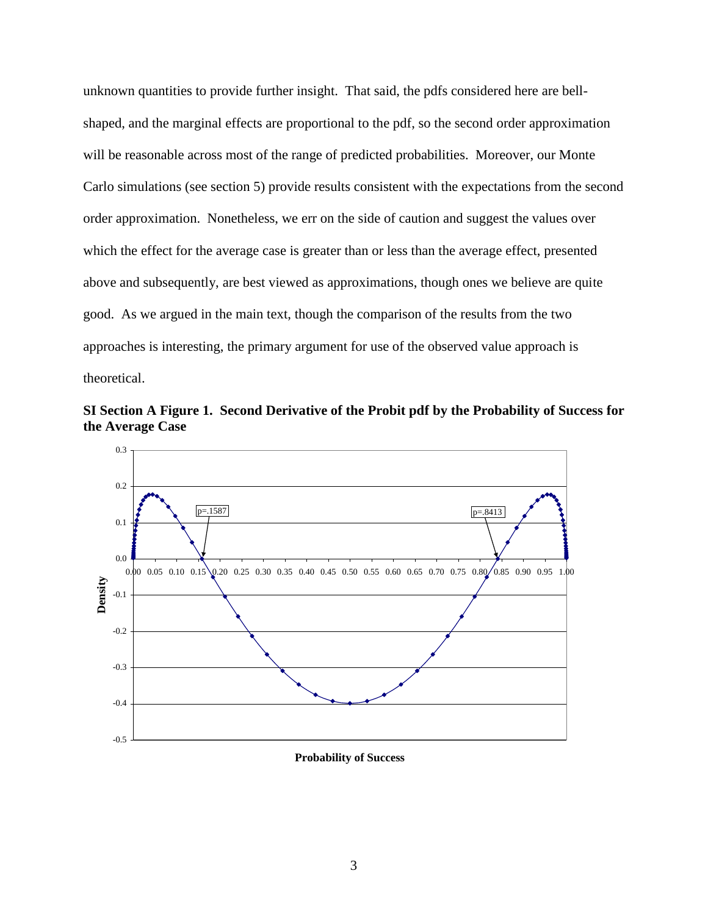unknown quantities to provide further insight. That said, the pdfs considered here are bell-shaped, and the marginal effects are proportional to the pdf, so the second order approximation will be reasonable across most of the range of predicted probabilities. Moreover, our Monte Carlo simulations (see section 5) provide results consistent with the expectations from the second order approximation. Nonetheless, we err on the side of caution and suggest the values over which the effect for the average case is greater than or less than the average effect, presented above and subsequently, are best viewed as approximations, though ones we believe are quite good. As we argued in the main text, though the comparison of the results from the two approaches is interesting, the primary argument for use of the observed value approach is theoretical.

**SI Section A Figure 1. Second Derivative of the Probit pdf by the Probability of Success for the Average Case**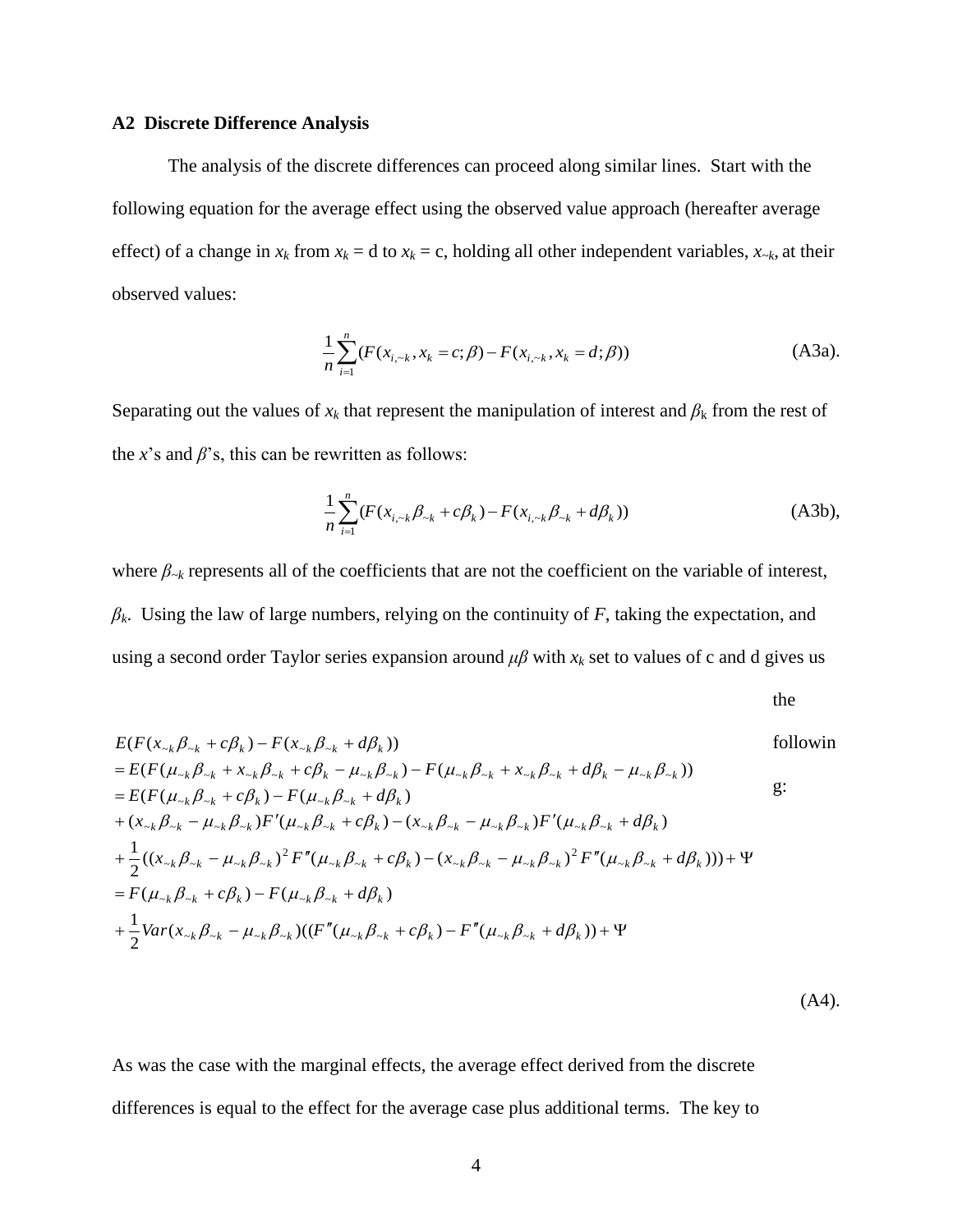### A2 Discrete Difference Analysis

The analysis of the discrete differences can proceed along similar lines. Start with the following equation for the average effect using the observed value approach (hereafter average effect) of a change in $x_k$ from $x_k$ = d to $x_k$ = c, holding all other independent variables, $x_{\sim k}$, at their observed values:

$$\frac{1}{n}\sum_{i=1}^{n}(F(x_{i,\sim k}, x_k = c;\beta) - F(x_{i,\sim k}, x_k = d;\beta)) \qquad \text{(A3a).}$$

Separating out the values of $x_k$ that represent the manipulation of interest and $\beta_k$ from the rest of the $x$'s and $\beta$'s, this can be rewritten as follows:

$$\frac{1}{n}\sum_{i=1}^{n}(F(x_{i,\sim k}\beta_{\sim k} + c\beta_k) - F(x_{i,\sim k}\beta_{\sim k} + d\beta_k)) \qquad \text{(A3b),}$$

where $\beta_{\sim k}$ represents all of the coefficients that are not the coefficient on the variable of interest, $\beta_k$. Using the law of large numbers, relying on the continuity of $F$, taking the expectation, and using a second order Taylor series expansion around $\mu\beta$ with $x_k$ set to values of c and d gives us the following:

$$\begin{aligned}
&E(F(x_{\sim k}\beta_{\sim k} + c\beta_k) - F(x_{\sim k}\beta_{\sim k} + d\beta_k)) \\
&= E(F(\mu_{\sim k}\beta_{\sim k} + x_{\sim k}\beta_{\sim k} + c\beta_k - \mu_{\sim k}\beta_{\sim k}) - F(\mu_{\sim k}\beta_{\sim k} + x_{\sim k}\beta_{\sim k} + d\beta_k - \mu_{\sim k}\beta_{\sim k})) \\
&= E(F(\mu_{\sim k}\beta_{\sim k} + c\beta_k) - F(\mu_{\sim k}\beta_{\sim k} + d\beta_k) \\
&+ (x_{\sim k}\beta_{\sim k} - \mu_{\sim k}\beta_{\sim k})F'(\mu_{\sim k}\beta_{\sim k} + c\beta_k) - (x_{\sim k}\beta_{\sim k} - \mu_{\sim k}\beta_{\sim k})F'(\mu_{\sim k}\beta_{\sim k} + d\beta_k) \\
&+ \frac{1}{2}((x_{\sim k}\beta_{\sim k} - \mu_{\sim k}\beta_{\sim k})^2 F''(\mu_{\sim k}\beta_{\sim k} + c\beta_k) - (x_{\sim k}\beta_{\sim k} - \mu_{\sim k}\beta_{\sim k})^2 F''(\mu_{\sim k}\beta_{\sim k} + d\beta_k))) + \Psi \\
&= F(\mu_{\sim k}\beta_{\sim k} + c\beta_k) - F(\mu_{\sim k}\beta_{\sim k} + d\beta_k) \\
&+ \frac{1}{2}Var(x_{\sim k}\beta_{\sim k} - \mu_{\sim k}\beta_{\sim k})((F''(\mu_{\sim k}\beta_{\sim k} + c\beta_k) - F''(\mu_{\sim k}\beta_{\sim k} + d\beta_k)) + \Psi
\end{aligned} \qquad \text{(A4).}$$

As was the case with the marginal effects, the average effect derived from the discrete differences is equal to the effect for the average case plus additional terms. The key to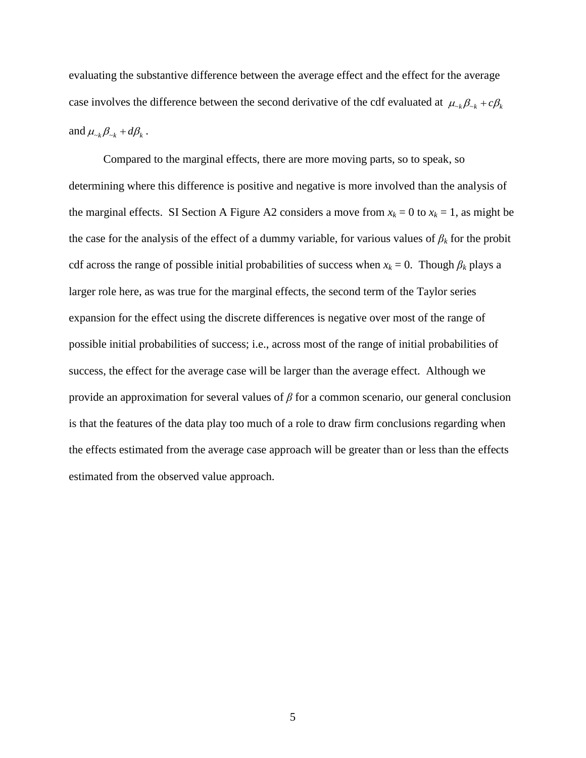evaluating the substantive difference between the average effect and the effect for the average case involves the difference between the second derivative of the cdf evaluated at $\mu_{\sim k}\beta_{\sim k} + c\beta_k$ and $\mu_{\sim k}\beta_{\sim k} + d\beta_k$.

Compared to the marginal effects, there are more moving parts, so to speak, so determining where this difference is positive and negative is more involved than the analysis of the marginal effects. SI Section A Figure A2 considers a move from $x_k = 0$ to $x_k = 1$, as might be the case for the analysis of the effect of a dummy variable, for various values of $\beta_k$ for the probit cdf across the range of possible initial probabilities of success when $x_k = 0$. Though $\beta_k$ plays a larger role here, as was true for the marginal effects, the second term of the Taylor series expansion for the effect using the discrete differences is negative over most of the range of possible initial probabilities of success; i.e., across most of the range of initial probabilities of success, the effect for the average case will be larger than the average effect. Although we provide an approximation for several values of $\beta$ for a common scenario, our general conclusion is that the features of the data play too much of a role to draw firm conclusions regarding when the effects estimated from the average case approach will be greater than or less than the effects estimated from the observed value approach.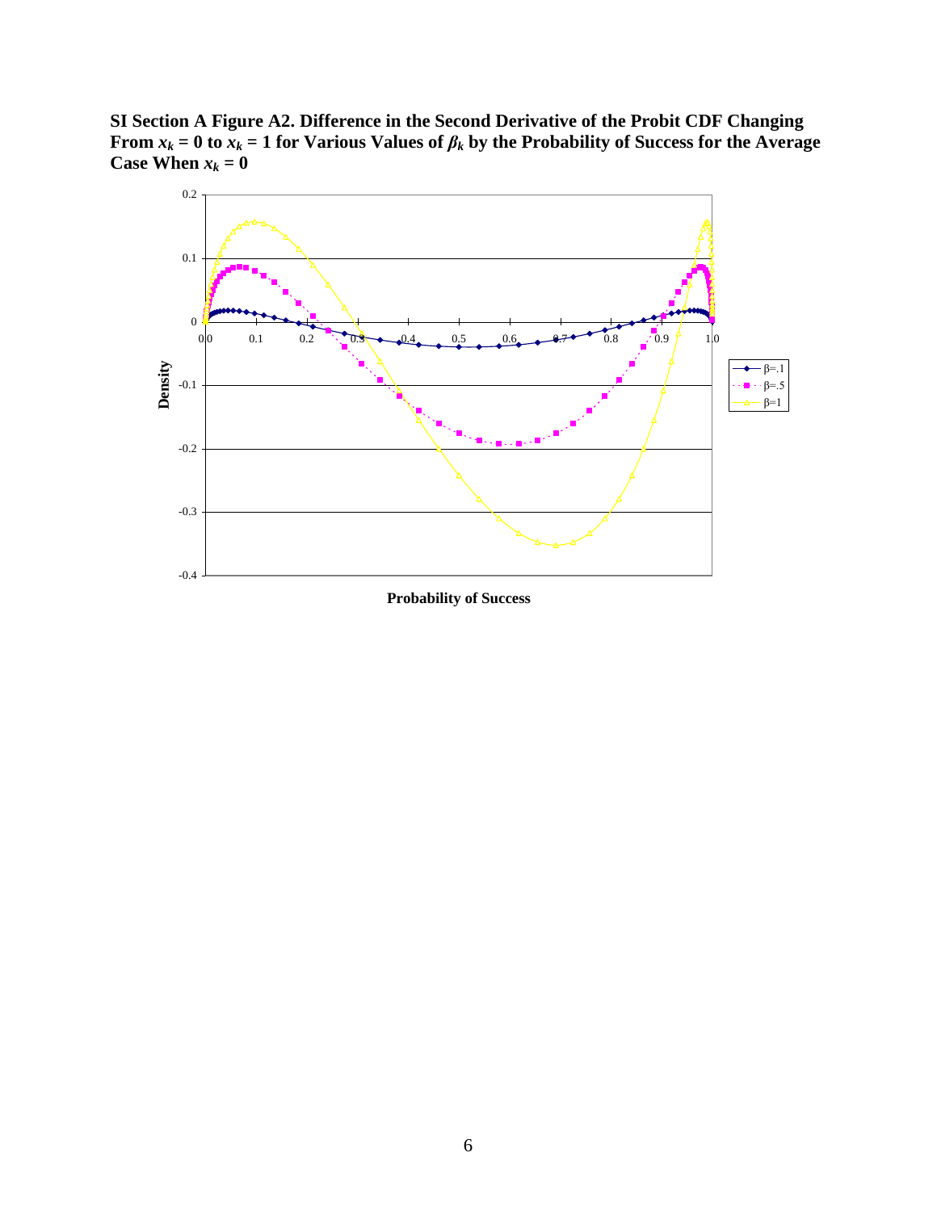**SI Section A Figure A2. Difference in the Second Derivative of the Probit CDF Changing From $x_k = 0$ to $x_k = 1$ for Various Values of $\beta_k$ by the Probability of Success for the Average Case When $x_k = 0$**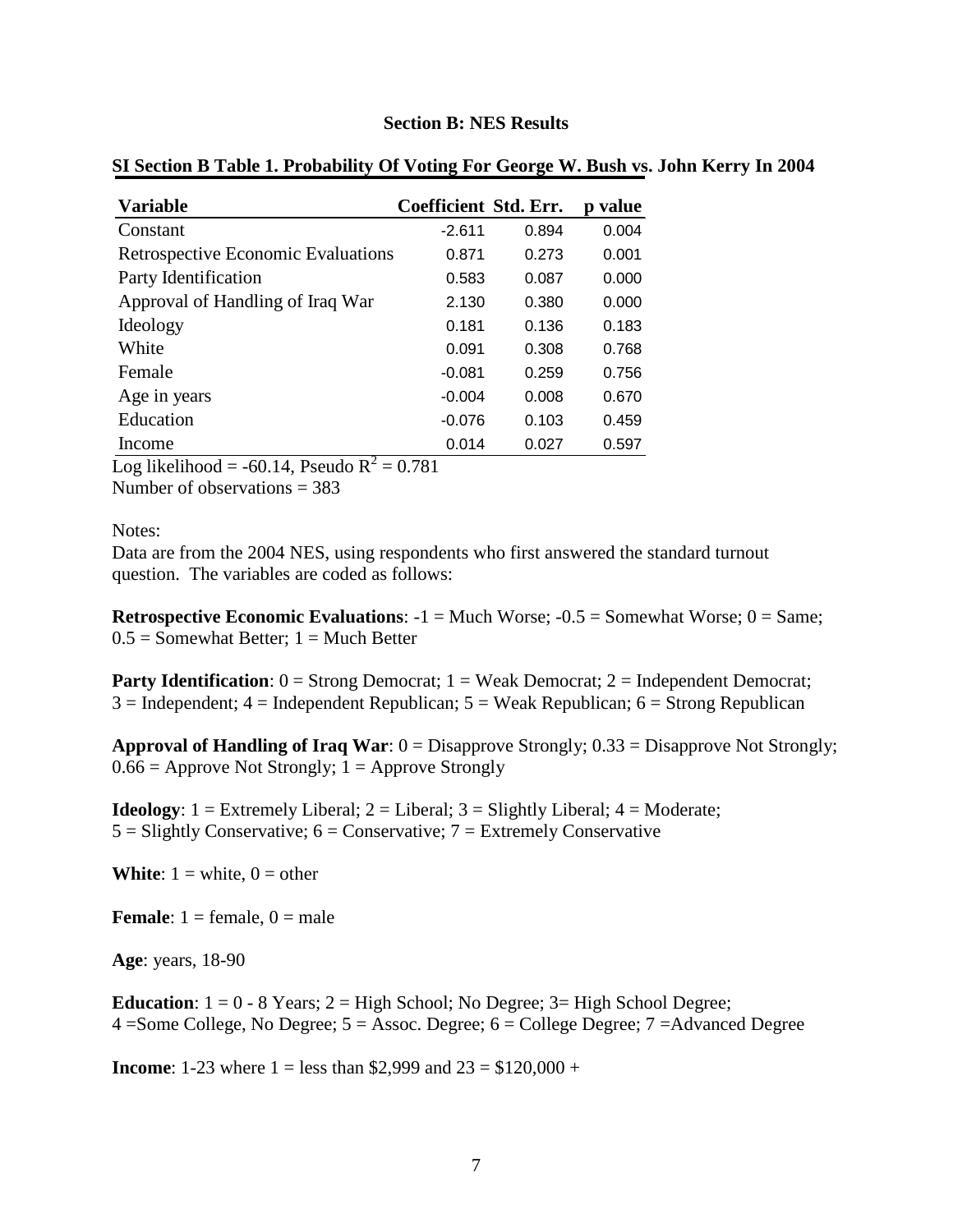## Section B: NES Results

**SI Section B Table 1. Probability Of Voting For George W. Bush vs. John Kerry In 2004**

| Variable | Coefficient | Std. Err. | p value |
|---|---|---|---|
| Constant | -2.611 | 0.894 | 0.004 |
| Retrospective Economic Evaluations | 0.871 | 0.273 | 0.001 |
| Party Identification | 0.583 | 0.087 | 0.000 |
| Approval of Handling of Iraq War | 2.130 | 0.380 | 0.000 |
| Ideology | 0.181 | 0.136 | 0.183 |
| White | 0.091 | 0.308 | 0.768 |
| Female | -0.081 | 0.259 | 0.756 |
| Age in years | -0.004 | 0.008 | 0.670 |
| Education | -0.076 | 0.103 | 0.459 |
| Income | 0.014 | 0.027 | 0.597 |

Log likelihood = -60.14, Pseudo $R^2 = 0.781$

Number of observations = 383

Notes:

Data are from the 2004 NES, using respondents who first answered the standard turnout question. The variables are coded as follows:

**Retrospective Economic Evaluations**: -1 = Much Worse; -0.5 = Somewhat Worse; 0 = Same; 0.5 = Somewhat Better; 1 = Much Better

**Party Identification**: 0 = Strong Democrat; 1 = Weak Democrat; 2 = Independent Democrat; 3 = Independent; 4 = Independent Republican; 5 = Weak Republican; 6 = Strong Republican

**Approval of Handling of Iraq War**: 0 = Disapprove Strongly; 0.33 = Disapprove Not Strongly; 0.66 = Approve Not Strongly; 1 = Approve Strongly

**Ideology**: 1 = Extremely Liberal; 2 = Liberal; 3 = Slightly Liberal; 4 = Moderate; 5 = Slightly Conservative; 6 = Conservative; 7 = Extremely Conservative

**White**: 1 = white, 0 = other

**Female**: 1 = female, 0 = male

**Age**: years, 18-90

**Education**: 1 = 0 - 8 Years; 2 = High School; No Degree; 3= High School Degree; 4 =Some College, No Degree; 5 = Assoc. Degree; 6 = College Degree; 7 =Advanced Degree

**Income**: 1-23 where 1 = less than $2,999 and 23 = $120,000 +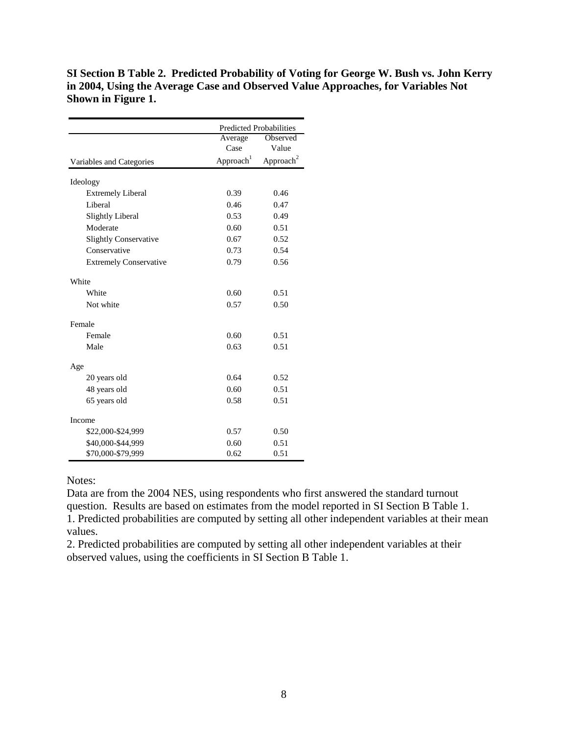**SI Section B Table 2. Predicted Probability of Voting for George W. Bush vs. John Kerry in 2004, Using the Average Case and Observed Value Approaches, for Variables Not Shown in Figure 1.**

| | Predicted Probabilities | |
|---|---|---|
| Variables and Categories | Average Case Approach[1] | Observed Value Approach[2] |
| **Ideology** | | |
| Extremely Liberal | 0.39 | 0.46 |
| Liberal | 0.46 | 0.47 |
| Slightly Liberal | 0.53 | 0.49 |
| Moderate | 0.60 | 0.51 |
| Slightly Conservative | 0.67 | 0.52 |
| Conservative | 0.73 | 0.54 |
| Extremely Conservative | 0.79 | 0.56 |
| **White** | | |
| White | 0.60 | 0.51 |
| Not white | 0.57 | 0.50 |
| **Female** | | |
| Female | 0.60 | 0.51 |
| Male | 0.63 | 0.51 |
| **Age** | | |
| 20 years old | 0.64 | 0.52 |
| 48 years old | 0.60 | 0.51 |
| 65 years old | 0.58 | 0.51 |
| **Income** | | |
| \$22,000-\$24,999 | 0.57 | 0.50 |
| \$40,000-\$44,999 | 0.60 | 0.51 |
| \$70,000-\$79,999 | 0.62 | 0.51 |

Notes:

Data are from the 2004 NES, using respondents who first answered the standard turnout question. Results are based on estimates from the model reported in SI Section B Table 1.

1. Predicted probabilities are computed by setting all other independent variables at their mean values.

2. Predicted probabilities are computed by setting all other independent variables at their observed values, using the coefficients in SI Section B Table 1.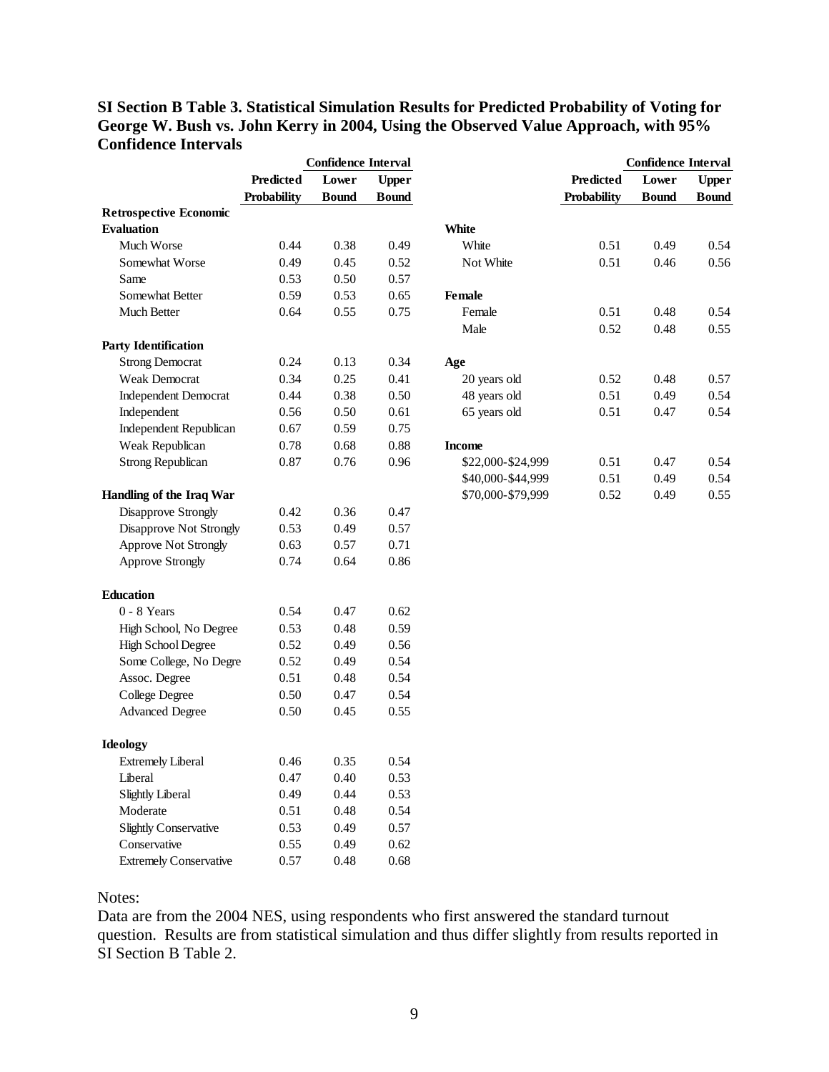**SI Section B Table 3. Statistical Simulation Results for Predicted Probability of Voting for George W. Bush vs. John Kerry in 2004, Using the Observed Value Approach, with 95% Confidence Intervals**

| | | Confidence Interval | |
|---|---|---|---|
| | Predicted Probability | Lower Bound | Upper Bound |
| **Retrospective Economic Evaluation** | | | |
| Much Worse | 0.44 | 0.38 | 0.49 |
| Somewhat Worse | 0.49 | 0.45 | 0.52 |
| Same | 0.53 | 0.50 | 0.57 |
| Somewhat Better | 0.59 | 0.53 | 0.65 |
| Much Better | 0.64 | 0.55 | 0.75 |
| **Party Identification** | | | |
| Strong Democrat | 0.24 | 0.13 | 0.34 |
| Weak Democrat | 0.34 | 0.25 | 0.41 |
| Independent Democrat | 0.44 | 0.38 | 0.50 |
| Independent | 0.56 | 0.50 | 0.61 |
| Independent Republican | 0.67 | 0.59 | 0.75 |
| Weak Republican | 0.78 | 0.68 | 0.88 |
| Strong Republican | 0.87 | 0.76 | 0.96 |
| **Handling of the Iraq War** | | | |
| Disapprove Strongly | 0.42 | 0.36 | 0.47 |
| Disapprove Not Strongly | 0.53 | 0.49 | 0.57 |
| Approve Not Strongly | 0.63 | 0.57 | 0.71 |
| Approve Strongly | 0.74 | 0.64 | 0.86 |
| **Education** | | | |
| 0 - 8 Years | 0.54 | 0.47 | 0.62 |
| High School, No Degree | 0.53 | 0.48 | 0.59 |
| High School Degree | 0.52 | 0.49 | 0.56 |
| Some College, No Degre | 0.52 | 0.49 | 0.54 |
| Assoc. Degree | 0.51 | 0.48 | 0.54 |
| College Degree | 0.50 | 0.47 | 0.54 |
| Advanced Degree | 0.50 | 0.45 | 0.55 |
| **Ideology** | | | |
| Extremely Liberal | 0.46 | 0.35 | 0.54 |
| Liberal | 0.47 | 0.40 | 0.53 |
| Slightly Liberal | 0.49 | 0.44 | 0.53 |
| Moderate | 0.51 | 0.48 | 0.54 |
| Slightly Conservative | 0.53 | 0.49 | 0.57 |
| Conservative | 0.55 | 0.49 | 0.62 |
| Extremely Conservative | 0.57 | 0.48 | 0.68 |

| | | Confidence Interval | |
|---|---|---|---|
| | Predicted Probability | Lower Bound | Upper Bound |
| **White** | | | |
| White | 0.51 | 0.49 | 0.54 |
| Not White | 0.51 | 0.46 | 0.56 |
| **Female** | | | |
| Female | 0.51 | 0.48 | 0.54 |
| Male | 0.52 | 0.48 | 0.55 |
| **Age** | | | |
| 20 years old | 0.52 | 0.48 | 0.57 |
| 48 years old | 0.51 | 0.49 | 0.54 |
| 65 years old | 0.51 | 0.47 | 0.54 |
| **Income** | | | |
| $22,000-$24,999 | 0.51 | 0.47 | 0.54 |
| $40,000-$44,999 | 0.51 | 0.49 | 0.54 |
| $70,000-$79,999 | 0.52 | 0.49 | 0.55 |

Notes:
Data are from the 2004 NES, using respondents who first answered the standard turnout question. Results are from statistical simulation and thus differ slightly from results reported in SI Section B Table 2.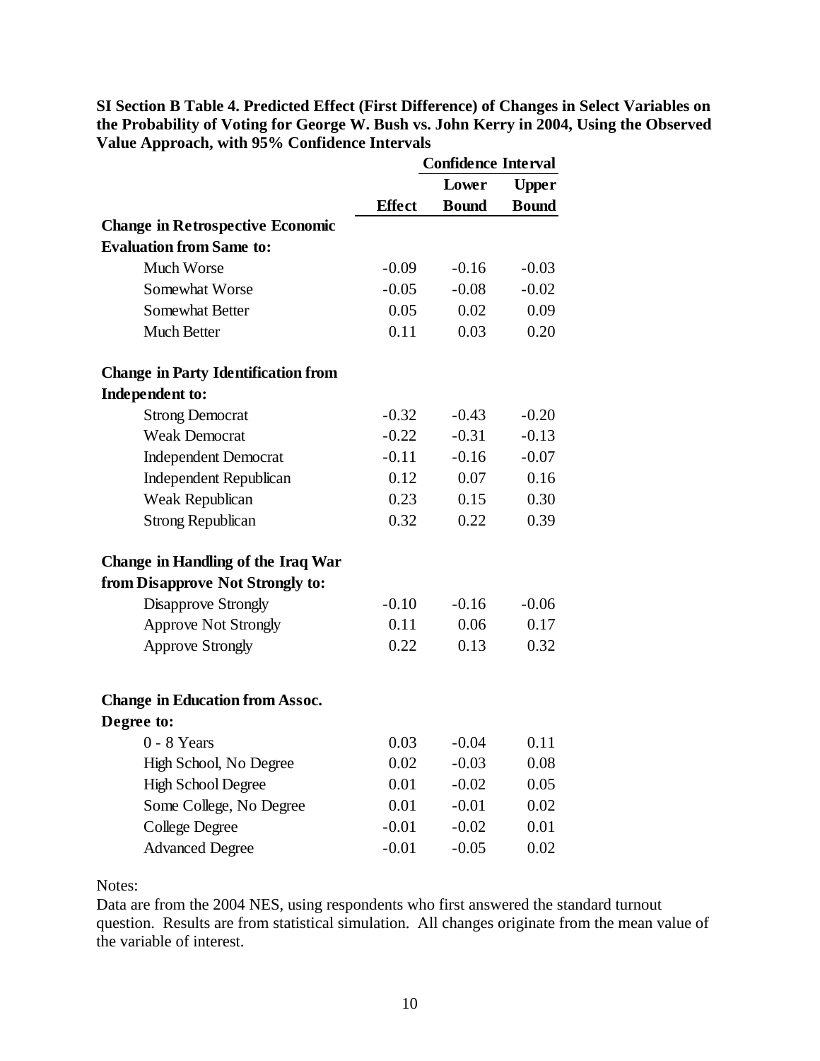**SI Section B Table 4. Predicted Effect (First Difference) of Changes in Select Variables on the Probability of Voting for George W. Bush vs. John Kerry in 2004, Using the Observed Value Approach, with 95% Confidence Intervals**

| | | Confidence Interval | |
|---|---|---|---|
| | **Effect** | **Lower Bound** | **Upper Bound** |
| **Change in Retrospective Economic Evaluation from Same to:** | | | |
| Much Worse | -0.09 | -0.16 | -0.03 |
| Somewhat Worse | -0.05 | -0.08 | -0.02 |
| Somewhat Better | 0.05 | 0.02 | 0.09 |
| Much Better | 0.11 | 0.03 | 0.20 |
| **Change in Party Identification from Independent to:** | | | |
| Strong Democrat | -0.32 | -0.43 | -0.20 |
| Weak Democrat | -0.22 | -0.31 | -0.13 |
| Independent Democrat | -0.11 | -0.16 | -0.07 |
| Independent Republican | 0.12 | 0.07 | 0.16 |
| Weak Republican | 0.23 | 0.15 | 0.30 |
| Strong Republican | 0.32 | 0.22 | 0.39 |
| **Change in Handling of the Iraq War from Disapprove Not Strongly to:** | | | |
| Disapprove Strongly | -0.10 | -0.16 | -0.06 |
| Approve Not Strongly | 0.11 | 0.06 | 0.17 |
| Approve Strongly | 0.22 | 0.13 | 0.32 |
| **Change in Education from Assoc. Degree to:** | | | |
| 0 - 8 Years | 0.03 | -0.04 | 0.11 |
| High School, No Degree | 0.02 | -0.03 | 0.08 |
| High School Degree | 0.01 | -0.02 | 0.05 |
| Some College, No Degree | 0.01 | -0.01 | 0.02 |
| College Degree | -0.01 | -0.02 | 0.01 |
| Advanced Degree | -0.01 | -0.05 | 0.02 |

Notes:
Data are from the 2004 NES, using respondents who first answered the standard turnout question. Results are from statistical simulation. All changes originate from the mean value of the variable of interest.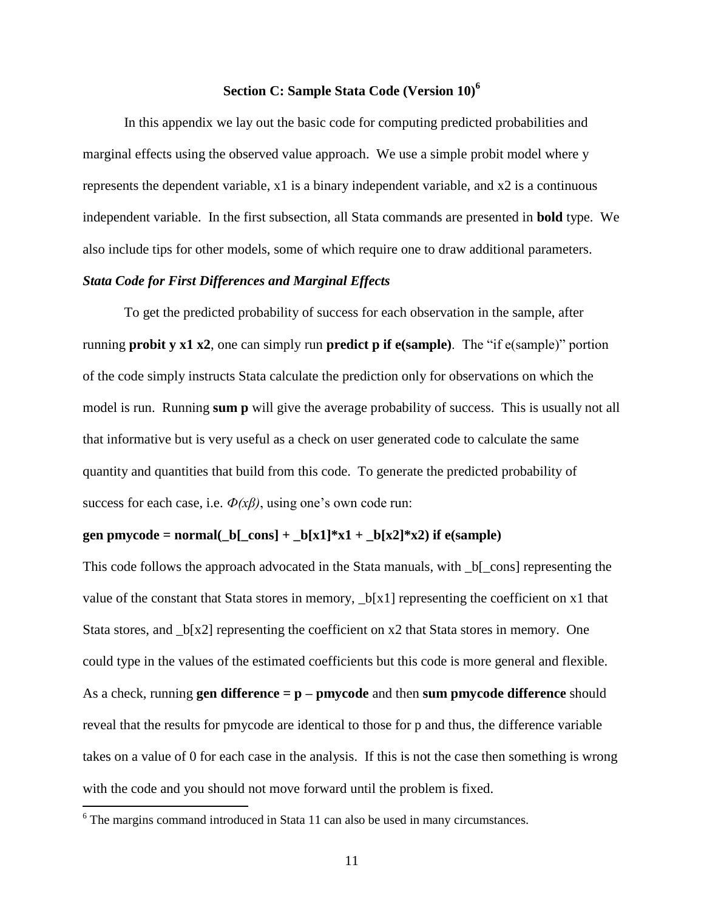## Section C: Sample Stata Code (Version 10)[6]

In this appendix we lay out the basic code for computing predicted probabilities and marginal effects using the observed value approach. We use a simple probit model where y represents the dependent variable, x1 is a binary independent variable, and x2 is a continuous independent variable. In the first subsection, all Stata commands are presented in **bold** type. We also include tips for other models, some of which require one to draw additional parameters.

### *Stata Code for First Differences and Marginal Effects*

To get the predicted probability of success for each observation in the sample, after running **probit y x1 x2**, one can simply run **predict p if e(sample)**. The "if e(sample)" portion of the code simply instructs Stata calculate the prediction only for observations on which the model is run. Running **sum p** will give the average probability of success. This is usually not all that informative but is very useful as a check on user generated code to calculate the same quantity and quantities that build from this code. To generate the predicted probability of success for each case, i.e. $\Phi(x\beta)$, using one's own code run:

**gen pmycode = normal(_b[_cons] + _b[x1]*x1 + _b[x2]*x2) if e(sample)**

This code follows the approach advocated in the Stata manuals, with _b[_cons] representing the value of the constant that Stata stores in memory, _b[x1] representing the coefficient on x1 that Stata stores, and _b[x2] representing the coefficient on x2 that Stata stores in memory. One could type in the values of the estimated coefficients but this code is more general and flexible. As a check, running **gen difference = p – pmycode** and then **sum pmycode difference** should reveal that the results for pmycode are identical to those for p and thus, the difference variable takes on a value of 0 for each case in the analysis. If this is not the case then something is wrong with the code and you should not move forward until the problem is fixed.

---

[6] The margins command introduced in Stata 11 can also be used in many circumstances.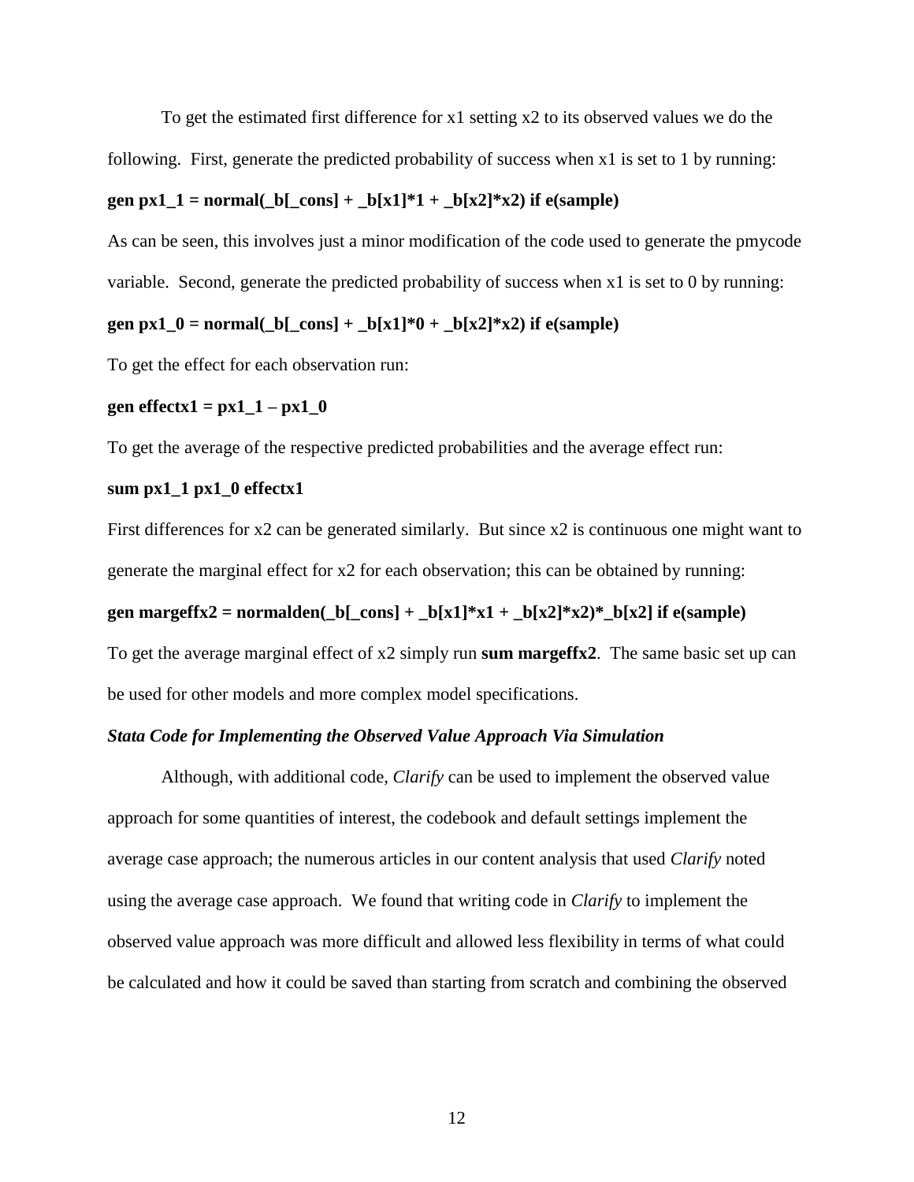To get the estimated first difference for x1 setting x2 to its observed values we do the following. First, generate the predicted probability of success when x1 is set to 1 by running:

```
gen px1_1 = normal(_b[_cons] + _b[x1]*1 + _b[x2]*x2) if e(sample)
```

As can be seen, this involves just a minor modification of the code used to generate the pmycode variable. Second, generate the predicted probability of success when x1 is set to 0 by running:

```
gen px1_0 = normal(_b[_cons] + _b[x1]*0 + _b[x2]*x2) if e(sample)
```

To get the effect for each observation run:

```
gen effectx1 = px1_1 – px1_0
```

To get the average of the respective predicted probabilities and the average effect run:

```
sum px1_1 px1_0 effectx1
```

First differences for x2 can be generated similarly. But since x2 is continuous one might want to generate the marginal effect for x2 for each observation; this can be obtained by running:

```
gen margeffx2 = normalden(_b[_cons] + _b[x1]*x1 + _b[x2]*x2)*_b[x2] if e(sample)
```

To get the average marginal effect of x2 simply run **sum margeffx2**. The same basic set up can be used for other models and more complex model specifications.

***Stata Code for Implementing the Observed Value Approach Via Simulation***

Although, with additional code, *Clarify* can be used to implement the observed value approach for some quantities of interest, the codebook and default settings implement the average case approach; the numerous articles in our content analysis that used *Clarify* noted using the average case approach. We found that writing code in *Clarify* to implement the observed value approach was more difficult and allowed less flexibility in terms of what could be calculated and how it could be saved than starting from scratch and combining the observed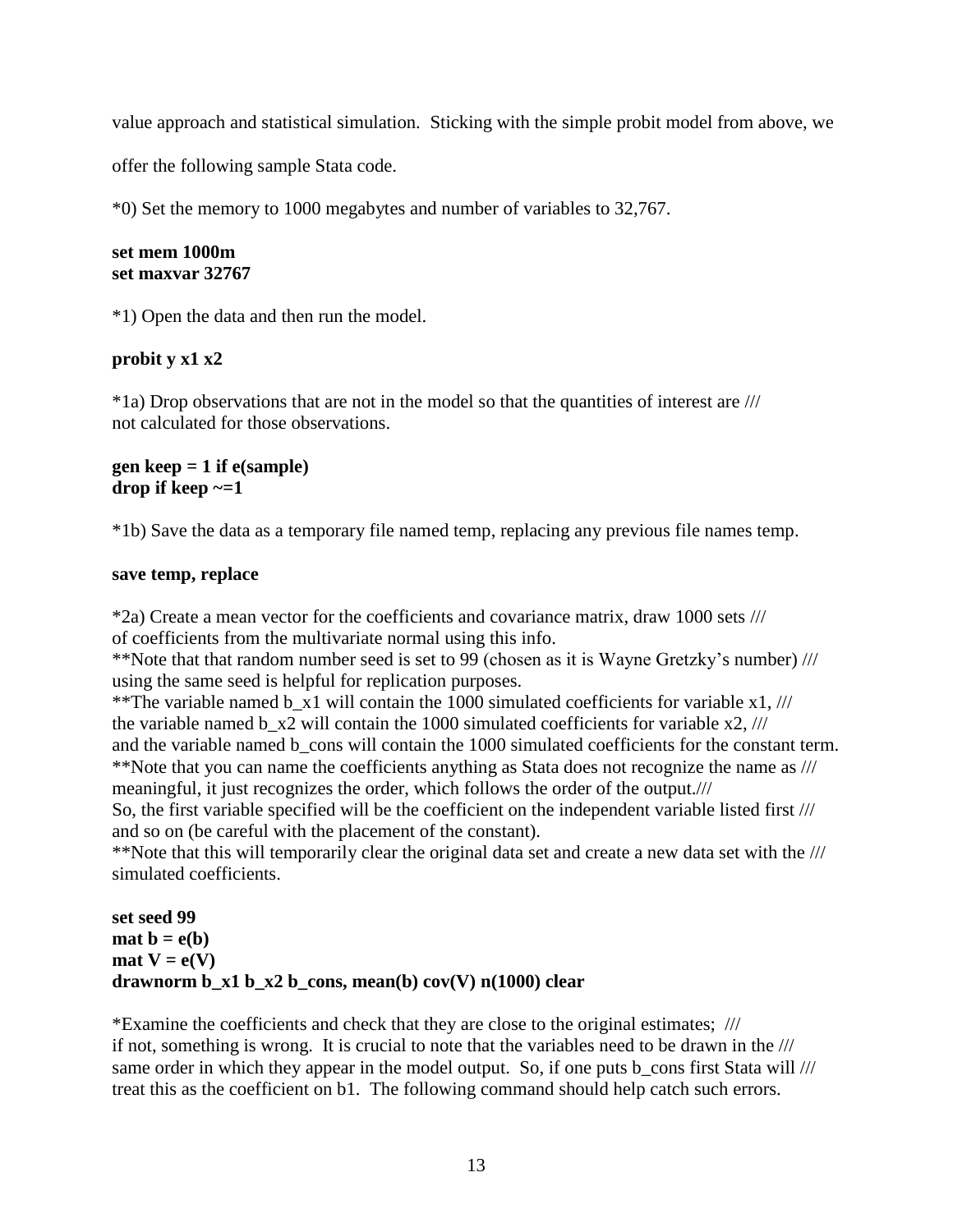value approach and statistical simulation. Sticking with the simple probit model from above, we offer the following sample Stata code.

*0) Set the memory to 1000 megabytes and number of variables to 32,767.

```
set mem 1000m
set maxvar 32767
```

*1) Open the data and then run the model.

```
probit y x1 x2
```

*1a) Drop observations that are not in the model so that the quantities of interest are ///
not calculated for those observations.

```
gen keep = 1 if e(sample)
drop if keep ~=1
```

*1b) Save the data as a temporary file named temp, replacing any previous file names temp.

```
save temp, replace
```

*2a) Create a mean vector for the coefficients and covariance matrix, draw 1000 sets ///
of coefficients from the multivariate normal using this info.
**Note that that random number seed is set to 99 (chosen as it is Wayne Gretzky's number) ///
using the same seed is helpful for replication purposes.
**The variable named b_x1 will contain the 1000 simulated coefficients for variable x1, ///
the variable named b_x2 will contain the 1000 simulated coefficients for variable x2, ///
and the variable named b_cons will contain the 1000 simulated coefficients for the constant term.
**Note that you can name the coefficients anything as Stata does not recognize the name as ///
meaningful, it just recognizes the order, which follows the order of the output.///
So, the first variable specified will be the coefficient on the independent variable listed first ///
and so on (be careful with the placement of the constant).
**Note that this will temporarily clear the original data set and create a new data set with the ///
simulated coefficients.

```
set seed 99
mat b = e(b)
mat V = e(V)
drawnorm b_x1 b_x2 b_cons, mean(b) cov(V) n(1000) clear
```

*Examine the coefficients and check that they are close to the original estimates; ///
if not, something is wrong. It is crucial to note that the variables need to be drawn in the ///
same order in which they appear in the model output. So, if one puts b_cons first Stata will ///
treat this as the coefficient on b1. The following command should help catch such errors.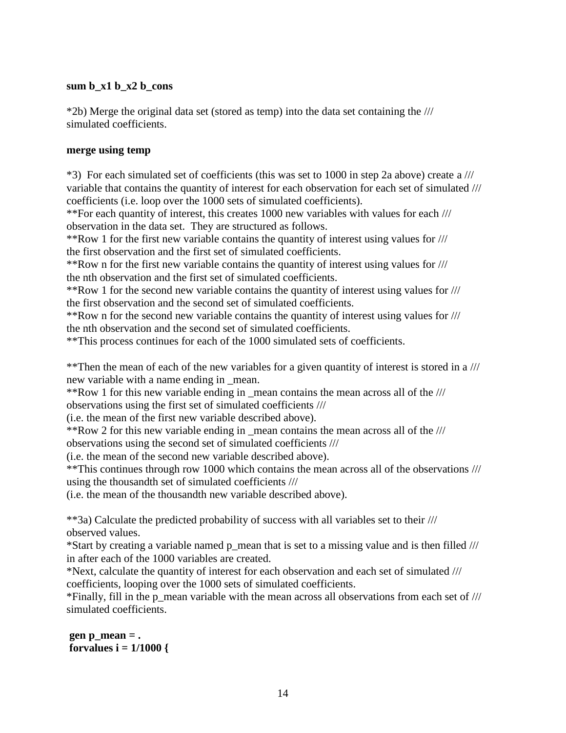**sum b_x1 b_x2 b_cons**

*2b) Merge the original data set (stored as temp) into the data set containing the ///
simulated coefficients.

**merge using temp**

*3) For each simulated set of coefficients (this was set to 1000 in step 2a above) create a ///
variable that contains the quantity of interest for each observation for each set of simulated ///
coefficients (i.e. loop over the 1000 sets of simulated coefficients).
**For each quantity of interest, this creates 1000 new variables with values for each ///
observation in the data set. They are structured as follows.
**Row 1 for the first new variable contains the quantity of interest using values for ///
the first observation and the first set of simulated coefficients.
**Row n for the first new variable contains the quantity of interest using values for ///
the nth observation and the first set of simulated coefficients.
**Row 1 for the second new variable contains the quantity of interest using values for ///
the first observation and the second set of simulated coefficients.
**Row n for the second new variable contains the quantity of interest using values for ///
the nth observation and the second set of simulated coefficients.
**This process continues for each of the 1000 simulated sets of coefficients.

**Then the mean of each of the new variables for a given quantity of interest is stored in a ///
new variable with a name ending in _mean.
**Row 1 for this new variable ending in _mean contains the mean across all of the ///
observations using the first set of simulated coefficients ///
(i.e. the mean of the first new variable described above).
**Row 2 for this new variable ending in _mean contains the mean across all of the ///
observations using the second set of simulated coefficients ///
(i.e. the mean of the second new variable described above).
**This continues through row 1000 which contains the mean across all of the observations ///
using the thousandth set of simulated coefficients ///
(i.e. the mean of the thousandth new variable described above).

**3a) Calculate the predicted probability of success with all variables set to their ///
observed values.
*Start by creating a variable named p_mean that is set to a missing value and is then filled ///
in after each of the 1000 variables are created.
*Next, calculate the quantity of interest for each observation and each set of simulated ///
coefficients, looping over the 1000 sets of simulated coefficients.
*Finally, fill in the p_mean variable with the mean across all observations from each set of ///
simulated coefficients.

**gen p_mean = .**
**forvalues i = 1/1000 {**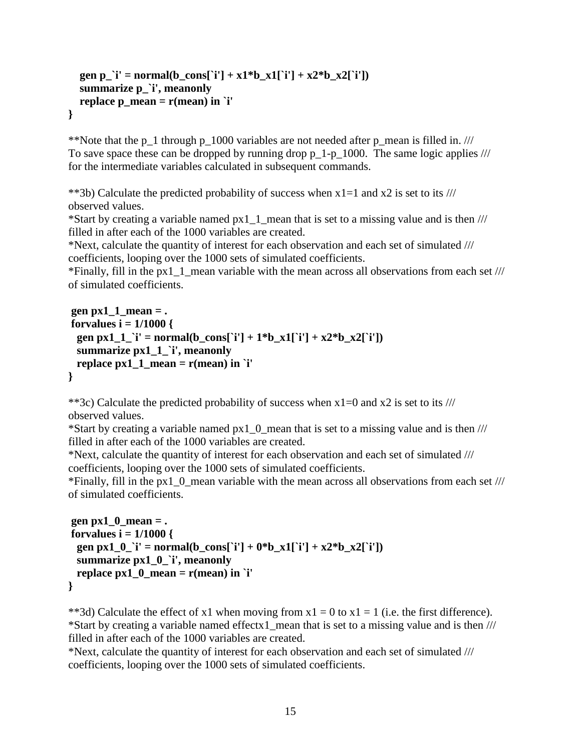```
   gen p_`i' = normal(b_cons[`i'] + x1*b_x1[`i'] + x2*b_x2[`i'])
   summarize p_`i', meanonly
   replace p_mean = r(mean) in `i'
}
```

**Note that the p_1 through p_1000 variables are not needed after p_mean is filled in. ///
To save space these can be dropped by running drop p_1-p_1000. The same logic applies ///
for the intermediate variables calculated in subsequent commands.

**3b) Calculate the predicted probability of success when x1=1 and x2 is set to its ///
observed values.
*Start by creating a variable named px1_1_mean that is set to a missing value and is then ///
filled in after each of the 1000 variables are created.
*Next, calculate the quantity of interest for each observation and each set of simulated ///
coefficients, looping over the 1000 sets of simulated coefficients.
*Finally, fill in the px1_1_mean variable with the mean across all observations from each set ///
of simulated coefficients.

```
 gen px1_1_mean = .
 forvalues i = 1/1000 {
   gen px1_1_`i' = normal(b_cons[`i'] + 1*b_x1[`i'] + x2*b_x2[`i'])
   summarize px1_1_`i', meanonly
   replace px1_1_mean = r(mean) in `i'
}
```

**3c) Calculate the predicted probability of success when x1=0 and x2 is set to its ///
observed values.
*Start by creating a variable named px1_0_mean that is set to a missing value and is then ///
filled in after each of the 1000 variables are created.
*Next, calculate the quantity of interest for each observation and each set of simulated ///
coefficients, looping over the 1000 sets of simulated coefficients.
*Finally, fill in the px1_0_mean variable with the mean across all observations from each set ///
of simulated coefficients.

```
 gen px1_0_mean = .
 forvalues i = 1/1000 {
   gen px1_0_`i' = normal(b_cons[`i'] + 0*b_x1[`i'] + x2*b_x2[`i'])
   summarize px1_0_`i', meanonly
   replace px1_0_mean = r(mean) in `i'
}
```

**3d) Calculate the effect of x1 when moving from x1 = 0 to x1 = 1 (i.e. the first difference).
*Start by creating a variable named effectx1_mean that is set to a missing value and is then ///
filled in after each of the 1000 variables are created.
*Next, calculate the quantity of interest for each observation and each set of simulated ///
coefficients, looping over the 1000 sets of simulated coefficients.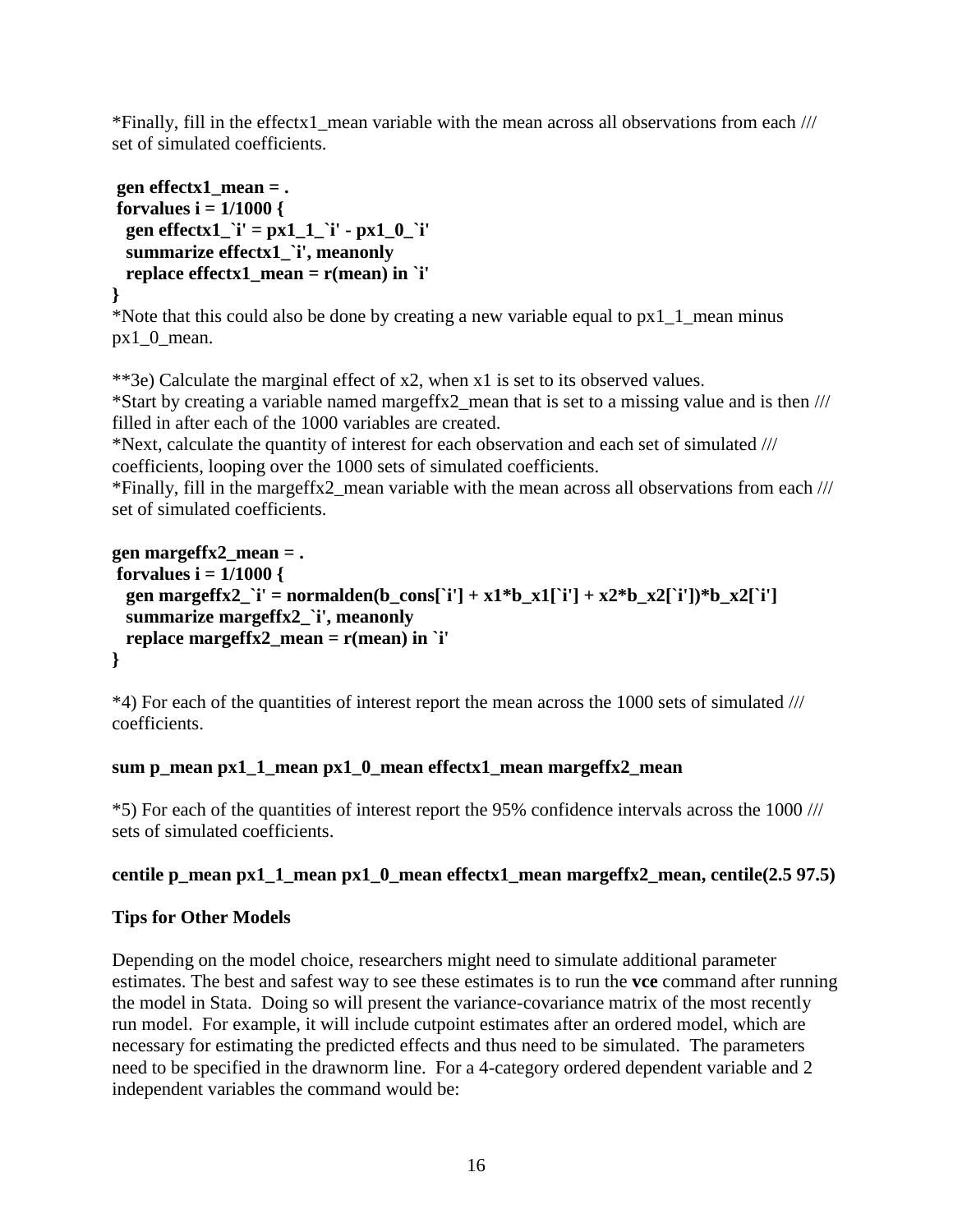*Finally, fill in the effectx1_mean variable with the mean across all observations from each /// set of simulated coefficients.

```
gen effectx1_mean = .
forvalues i = 1/1000 {
  gen effectx1_`i' = px1_1_`i' - px1_0_`i'
  summarize effectx1_`i', meanonly
  replace effectx1_mean = r(mean) in `i'
}
```

*Note that this could also be done by creating a new variable equal to px1_1_mean minus px1_0_mean.

**3e) Calculate the marginal effect of x2, when x1 is set to its observed values.
*Start by creating a variable named margeffx2_mean that is set to a missing value and is then /// filled in after each of the 1000 variables are created.
*Next, calculate the quantity of interest for each observation and each set of simulated /// coefficients, looping over the 1000 sets of simulated coefficients.
*Finally, fill in the margeffx2_mean variable with the mean across all observations from each /// set of simulated coefficients.

```
gen margeffx2_mean = .
forvalues i = 1/1000 {
  gen margeffx2_`i' = normalden(b_cons[`i'] + x1*b_x1[`i'] + x2*b_x2[`i'])*b_x2[`i']
  summarize margeffx2_`i', meanonly
  replace margeffx2_mean = r(mean) in `i'
}
```

*4) For each of the quantities of interest report the mean across the 1000 sets of simulated /// coefficients.

```
sum p_mean px1_1_mean px1_0_mean effectx1_mean margeffx2_mean
```

*5) For each of the quantities of interest report the 95% confidence intervals across the 1000 /// sets of simulated coefficients.

```
centile p_mean px1_1_mean px1_0_mean effectx1_mean margeffx2_mean, centile(2.5 97.5)
```

**Tips for Other Models**

Depending on the model choice, researchers might need to simulate additional parameter estimates. The best and safest way to see these estimates is to run the **vce** command after running the model in Stata. Doing so will present the variance-covariance matrix of the most recently run model. For example, it will include cutpoint estimates after an ordered model, which are necessary for estimating the predicted effects and thus need to be simulated. The parameters need to be specified in the drawnorm line. For a 4-category ordered dependent variable and 2 independent variables the command would be: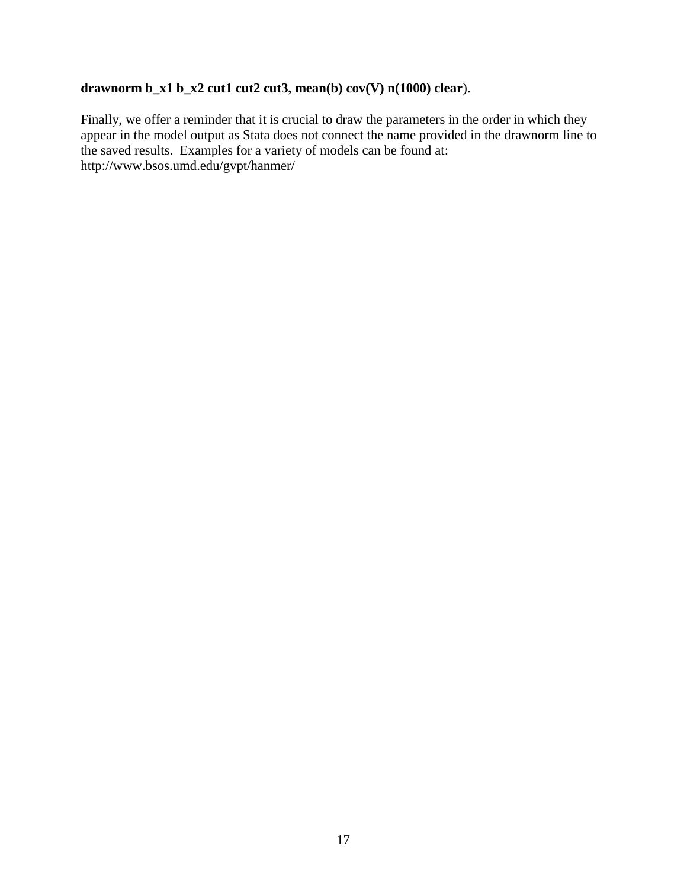**drawnorm b_x1 b_x2 cut1 cut2 cut3, mean(b) cov(V) n(1000) clear**).

Finally, we offer a reminder that it is crucial to draw the parameters in the order in which they appear in the model output as Stata does not connect the name provided in the drawnorm line to the saved results. Examples for a variety of models can be found at: http://www.bsos.umd.edu/gvpt/hanmer/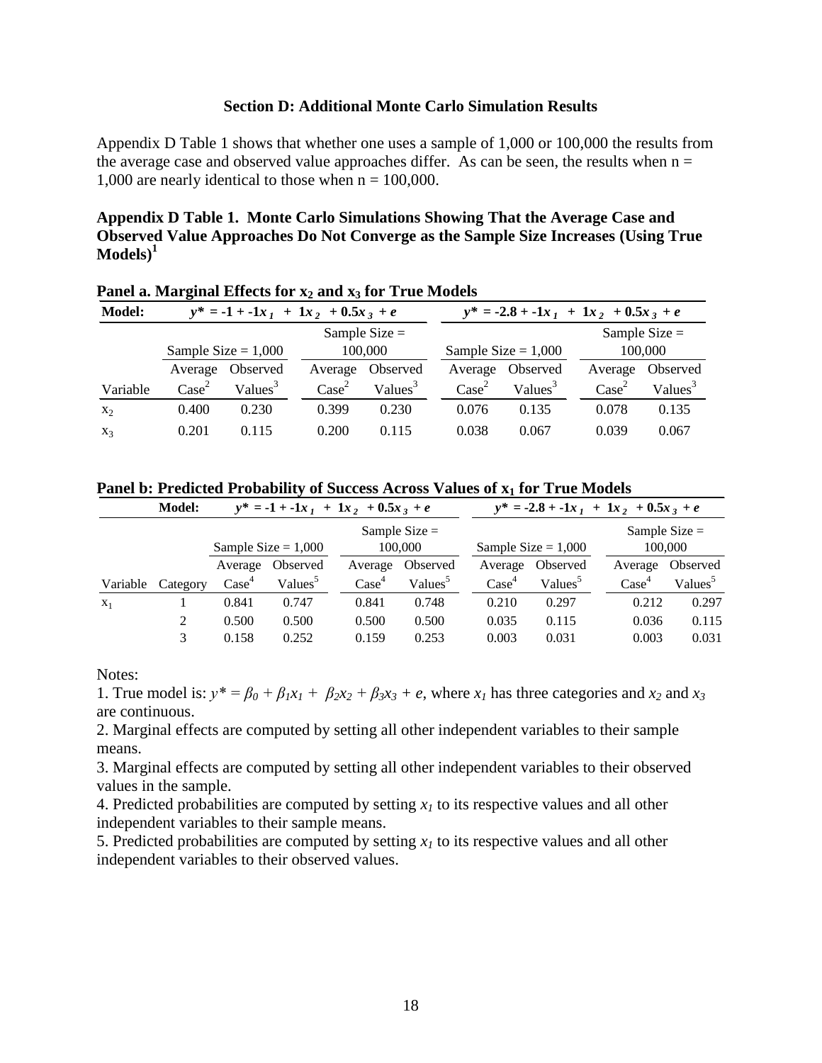### Section D: Additional Monte Carlo Simulation Results

Appendix D Table 1 shows that whether one uses a sample of 1,000 or 100,000 the results from the average case and observed value approaches differ. As can be seen, the results when n = 1,000 are nearly identical to those when n = 100,000.

**Appendix D Table 1. Monte Carlo Simulations Showing That the Average Case and Observed Value Approaches Do Not Converge as the Sample Size Increases (Using True Models)[1]**

**Panel a. Marginal Effects for $x_2$ and $x_3$ for True Models**

| Model: | $y^* = -1 + -1x_1 + 1x_2 + 0.5x_3 + e$ | | | | $y^* = -2.8 + -1x_1 + 1x_2 + 0.5x_3 + e$ | | | |
|---|---|---|---|---|---|---|---|---|
| | Sample Size = 1,000 | | Sample Size = 100,000 | | Sample Size = 1,000 | | Sample Size = 100,000 | |
| Variable | Average Case[2] | Observed Values[3] | Average Case[2] | Observed Values[3] | Average Case[2] | Observed Values[3] | Average Case[2] | Observed Values[3] |
| $x_2$ | 0.400 | 0.230 | 0.399 | 0.230 | 0.076 | 0.135 | 0.078 | 0.135 |
| $x_3$ | 0.201 | 0.115 | 0.200 | 0.115 | 0.038 | 0.067 | 0.039 | 0.067 |

**Panel b: Predicted Probability of Success Across Values of $x_1$ for True Models**

| | Model: | $y^* = -1 + -1x_1 + 1x_2 + 0.5x_3 + e$ | | | | $y^* = -2.8 + -1x_1 + 1x_2 + 0.5x_3 + e$ | | | |
|---|---|---|---|---|---|---|---|---|---|
| | | Sample Size = 1,000 | | Sample Size = 100,000 | | Sample Size = 1,000 | | Sample Size = 100,000 | |
| Variable | Category | Average Case[4] | Observed Values[5] | Average Case[4] | Observed Values[5] | Average Case[4] | Observed Values[5] | Average Case[4] | Observed Values[5] |
| $x_1$ | 1 | 0.841 | 0.747 | 0.841 | 0.748 | 0.210 | 0.297 | 0.212 | 0.297 |
| | 2 | 0.500 | 0.500 | 0.500 | 0.500 | 0.035 | 0.115 | 0.036 | 0.115 |
| | 3 | 0.158 | 0.252 | 0.159 | 0.253 | 0.003 | 0.031 | 0.003 | 0.031 |

Notes:

1. True model is: $y^* = \beta_0 + \beta_1 x_1 + \beta_2 x_2 + \beta_3 x_3 + e$, where $x_1$ has three categories and $x_2$ and $x_3$ are continuous.
2. Marginal effects are computed by setting all other independent variables to their sample means.
3. Marginal effects are computed by setting all other independent variables to their observed values in the sample.
4. Predicted probabilities are computed by setting $x_1$ to its respective values and all other independent variables to their sample means.
5. Predicted probabilities are computed by setting $x_1$ to its respective values and all other independent variables to their observed values.